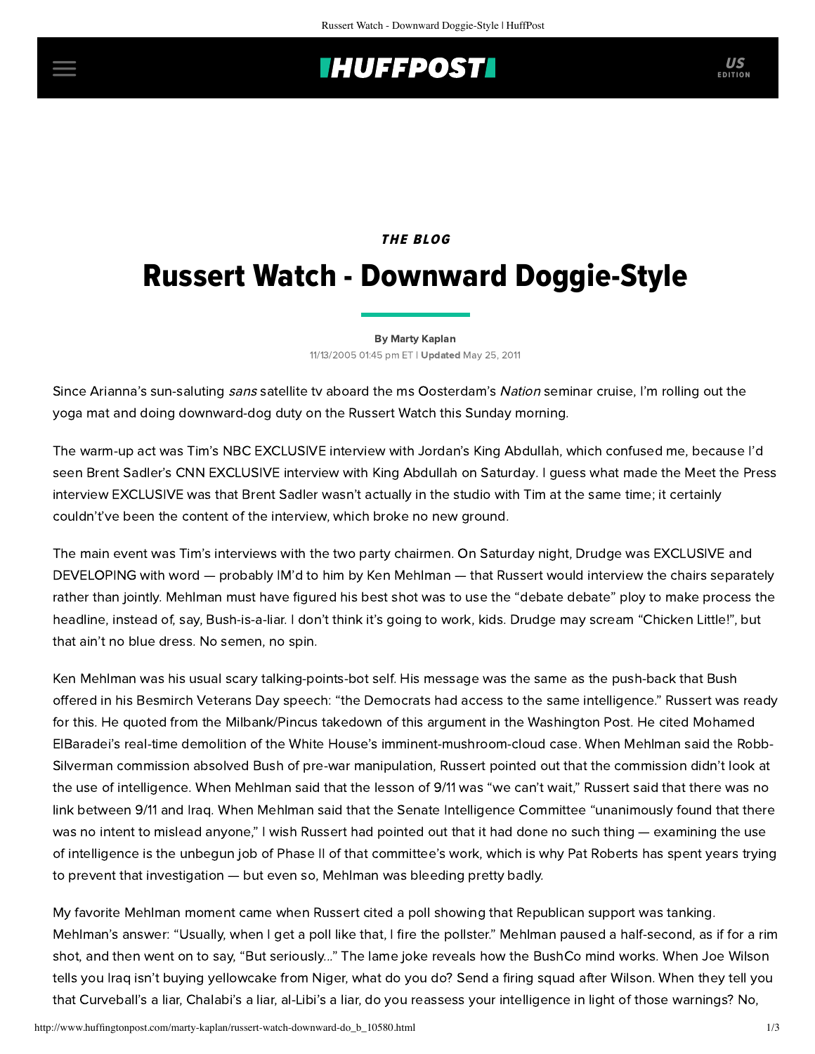*THE BLOG*

# Russert Watch - Downward Doggie-Style

By Marty Kaplan

11/13/2005 01:45 pm ET | **Updated** May 25, 2011

Since Arianna's sun-saluting *sans* satellite tv aboard the ms Oosterdam's *Nation* seminar cruise, I'm rolling out the yoga mat and doing downward-dog duty on the Russert Watch this Sunday morning.

The warm-up act was Tim's NBC EXCLUSIVE interview with Jordan's King Abdullah, which confused me, because I'd seen Brent Sadler's CNN EXCLUSIVE interview with King Abdullah on Saturday. I guess what made the Meet the Press interview EXCLUSIVE was that Brent Sadler wasn't actually in the studio with Tim at the same time; it certainly couldn't've been the content of the interview, which broke no new ground.

The main event was Tim's interviews with the two party chairmen. On Saturday night, Drudge was EXCLUSIVE and DEVELOPING with word — probably IM'd to him by Ken Mehlman — that Russert would interview the chairs separately rather than jointly. Mehlman must have figured his best shot was to use the "debate debate" ploy to make process the headline, instead of, say, Bush-is-a-liar. I don't think it's going to work, kids. Drudge may scream "Chicken Little!", but that ain't no blue dress. No semen, no spin.

Ken Mehlman was his usual scary talking-points-bot self. His message was the same as the push-back that Bush offered in his Besmirch Veterans Day speech: "the Democrats had access to the same intelligence." Russert was ready for this. He quoted from the Milbank/Pincus takedown of this argument in the Washington Post. He cited Mohamed ElBaradei's real-time demolition of the White House's imminent-mushroom-cloud case. When Mehlman said the Robb-Silverman commission absolved Bush of pre-war manipulation, Russert pointed out that the commission didn't look at the use of intelligence. When Mehlman said that the lesson of 9/11 was "we can't wait," Russert said that there was no link between 9/11 and Iraq. When Mehlman said that the Senate Intelligence Committee "unanimously found that there was no intent to mislead anyone," I wish Russert had pointed out that it had done no such thing — examining the use of intelligence is the unbegun job of Phase II of that committee's work, which is why Pat Roberts has spent years trying to prevent that investigation — but even so, Mehlman was bleeding pretty badly.

My favorite Mehlman moment came when Russert cited a poll showing that Republican support was tanking. Mehlman's answer: "Usually, when I get a poll like that, I fire the pollster." Mehlman paused a half-second, as if for a rim shot, and then went on to say, "But seriously..." The lame joke reveals how the BushCo mind works. When Joe Wilson tells you Iraq isn't buying yellowcake from Niger, what do you do? Send a firing squad after Wilson. When they tell you that Curveball's a liar, Chalabi's a liar, al-Libi's a liar, do you reassess your intelligence in light of those warnings? No,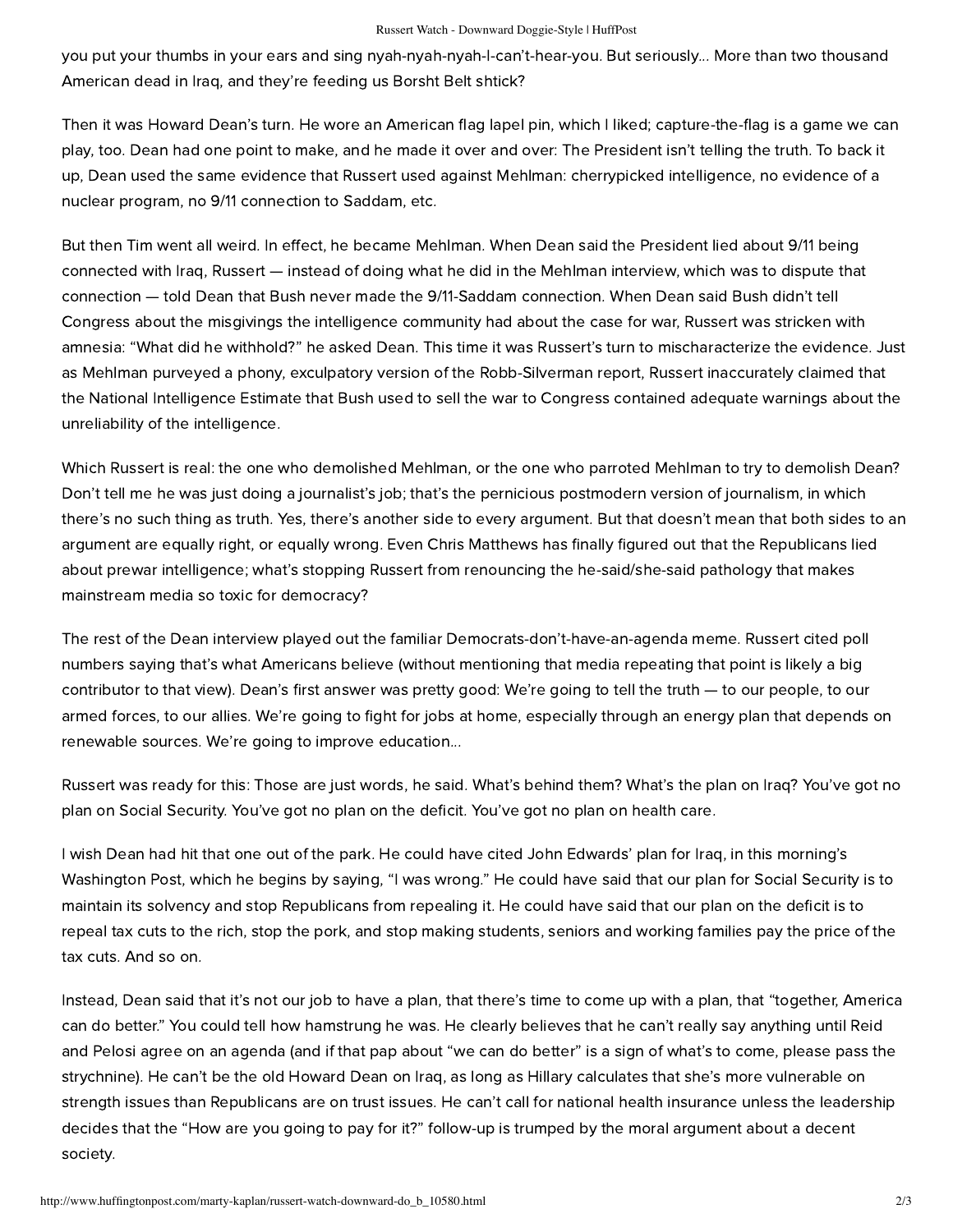you put your thumbs in your ears and sing nyah-nyah-nyah-I-can't-hear-you. But seriously... More than two thousand American dead in Iraq, and they're feeding us Borsht Belt shtick?

Then it was Howard Dean's turn. He wore an American flag lapel pin, which I liked; capture-the-flag is a game we can play, too. Dean had one point to make, and he made it over and over: The President isn't telling the truth. To back it up, Dean used the same evidence that Russert used against Mehlman: cherrypicked intelligence, no evidence of a nuclear program, no 9/11 connection to Saddam, etc.

But then Tim went all weird. In effect, he became Mehlman. When Dean said the President lied about 9/11 being connected with Iraq, Russert — instead of doing what he did in the Mehlman interview, which was to dispute that connection — told Dean that Bush never made the 9/11-Saddam connection. When Dean said Bush didn't tell Congress about the misgivings the intelligence community had about the case for war, Russert was stricken with amnesia: "What did he withhold?" he asked Dean. This time it was Russert's turn to mischaracterize the evidence. Just as Mehlman purveyed a phony, exculpatory version of the Robb-Silverman report, Russert inaccurately claimed that the National Intelligence Estimate that Bush used to sell the war to Congress contained adequate warnings about the unreliability of the intelligence.

Which Russert is real: the one who demolished Mehlman, or the one who parroted Mehlman to try to demolish Dean? Don't tell me he was just doing a journalist's job; that's the pernicious postmodern version of journalism, in which there's no such thing as truth. Yes, there's another side to every argument. But that doesn't mean that both sides to an argument are equally right, or equally wrong. Even Chris Matthews has finally figured out that the Republicans lied about prewar intelligence; what's stopping Russert from renouncing the he-said/she-said pathology that makes mainstream media so toxic for democracy?

The rest of the Dean interview played out the familiar Democrats-don't-have-an-agenda meme. Russert cited poll numbers saying that's what Americans believe (without mentioning that media repeating that point is likely a big contributor to that view). Dean's first answer was pretty good: We're going to tell the truth — to our people, to our armed forces, to our allies. We're going to fight for jobs at home, especially through an energy plan that depends on renewable sources. We're going to improve education...

Russert was ready for this: Those are just words, he said. What's behind them? What's the plan on Iraq? You've got no plan on Social Security. You've got no plan on the deficit. You've got no plan on health care.

I wish Dean had hit that one out of the park. He could have cited John Edwards' plan for Iraq, in this morning's Washington Post, which he begins by saying, "I was wrong." He could have said that our plan for Social Security is to maintain its solvency and stop Republicans from repealing it. He could have said that our plan on the deficit is to repeal tax cuts to the rich, stop the pork, and stop making students, seniors and working families pay the price of the tax cuts. And so on.

Instead, Dean said that it's not our job to have a plan, that there's time to come up with a plan, that "together, America can do better." You could tell how hamstrung he was. He clearly believes that he can't really say anything until Reid and Pelosi agree on an agenda (and if that pap about "we can do better" is a sign of what's to come, please pass the strychnine). He can't be the old Howard Dean on Iraq, as long as Hillary calculates that she's more vulnerable on strength issues than Republicans are on trust issues. He can't call for national health insurance unless the leadership decides that the "How are you going to pay for it?" follow-up is trumped by the moral argument about a decent society.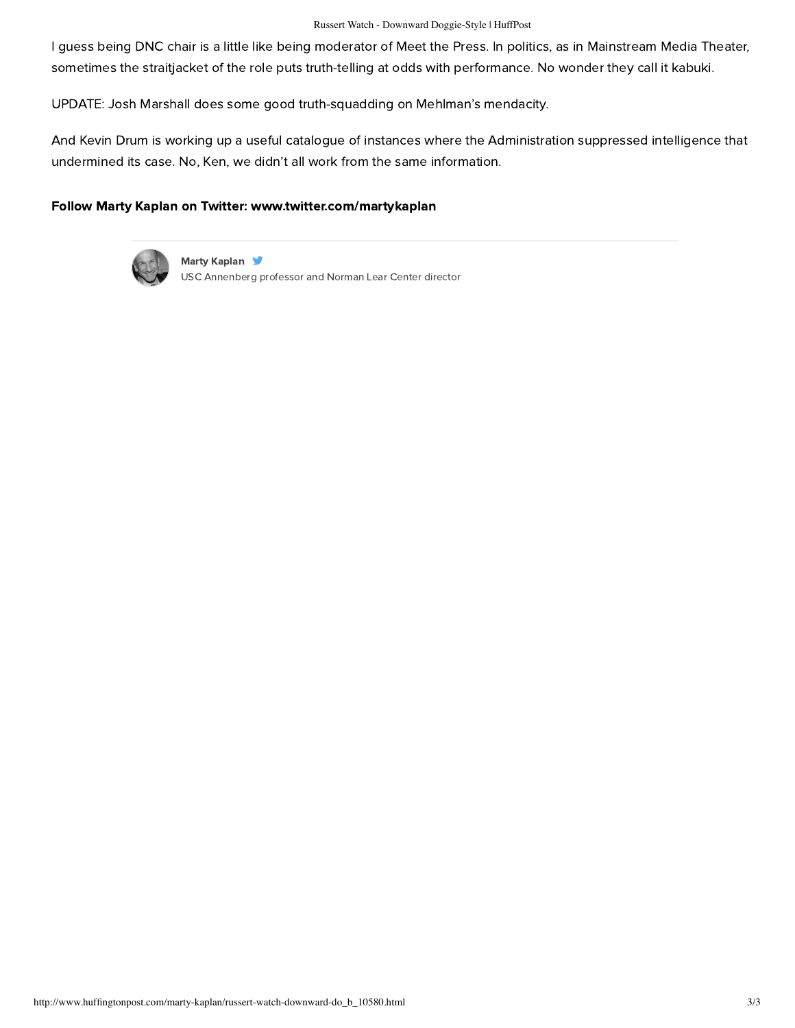I guess being DNC chair is a little like being moderator of Meet the Press. In politics, as in Mainstream Media Theater, sometimes the straitjacket of the role puts truth-telling at odds with performance. No wonder they call it kabuki.

UPDATE: Josh Marshall does some good truth-squadding on Mehlman's mendacity.

And Kevin Drum is working up a useful catalogue of instances where the Administration suppressed intelligence that undermined its case. No, Ken, we didn't all work from the same information.

**Follow Marty Kaplan on Twitter: www.twitter.com/martykaplan**

---

**Marty Kaplan**

USC Annenberg professor and Norman Lear Center director